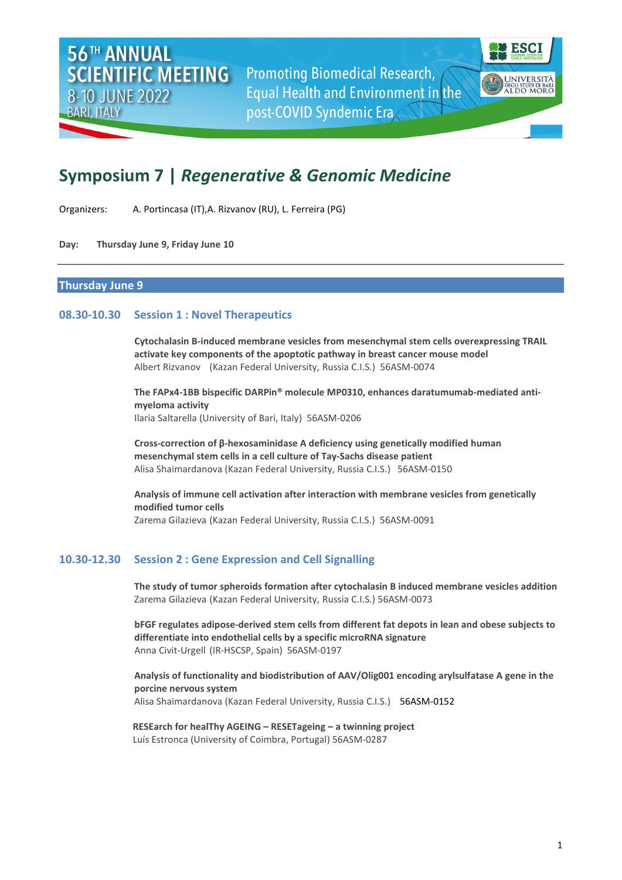56TH ANNUAL SCIENTIFIC MEETING
8-10 JUNE 2022
BARI, ITALY

Promoting Biomedical Research, Equal Health and Environment in the post-COVID Syndemic Era

# Symposium 7 | *Regenerative & Genomic Medicine*

Organizers: A. Portincasa (IT), A. Rizvanov (RU), L. Ferreira (PG)

**Day: Thursday June 9, Friday June 10**

## Thursday June 9

### 08.30-10.30 Session 1 : Novel Therapeutics

**Cytochalasin B-induced membrane vesicles from mesenchymal stem cells overexpressing TRAIL activate key components of the apoptotic pathway in breast cancer mouse model**
Albert Rizvanov (Kazan Federal University, Russia C.I.S.) 56ASM-0074

**The FAPx4-1BB bispecific DARPin® molecule MP0310, enhances daratumumab-mediated anti-myeloma activity**
Ilaria Saltarella (University of Bari, Italy) 56ASM-0206

**Cross-correction of β-hexosaminidase A deficiency using genetically modified human mesenchymal stem cells in a cell culture of Tay-Sachs disease patient**
Alisa Shaimardanova (Kazan Federal University, Russia C.I.S.) 56ASM-0150

**Analysis of immune cell activation after interaction with membrane vesicles from genetically modified tumor cells**
Zarema Gilazieva (Kazan Federal University, Russia C.I.S.) 56ASM-0091

### 10.30-12.30 Session 2 : Gene Expression and Cell Signalling

**The study of tumor spheroids formation after cytochalasin B induced membrane vesicles addition**
Zarema Gilazieva (Kazan Federal University, Russia C.I.S.) 56ASM-0073

**bFGF regulates adipose-derived stem cells from different fat depots in lean and obese subjects to differentiate into endothelial cells by a specific microRNA signature**
Anna Civit-Urgell (IR-HSCSP, Spain) 56ASM-0197

**Analysis of functionality and biodistribution of AAV/Olig001 encoding arylsulfatase A gene in the porcine nervous system**
Alisa Shaimardanova (Kazan Federal University, Russia C.I.S.) 56ASM-0152

**RESEarch for healThy AGEING – RESETageing – a twinning project**
Luís Estronca (University of Coimbra, Portugal) 56ASM-0287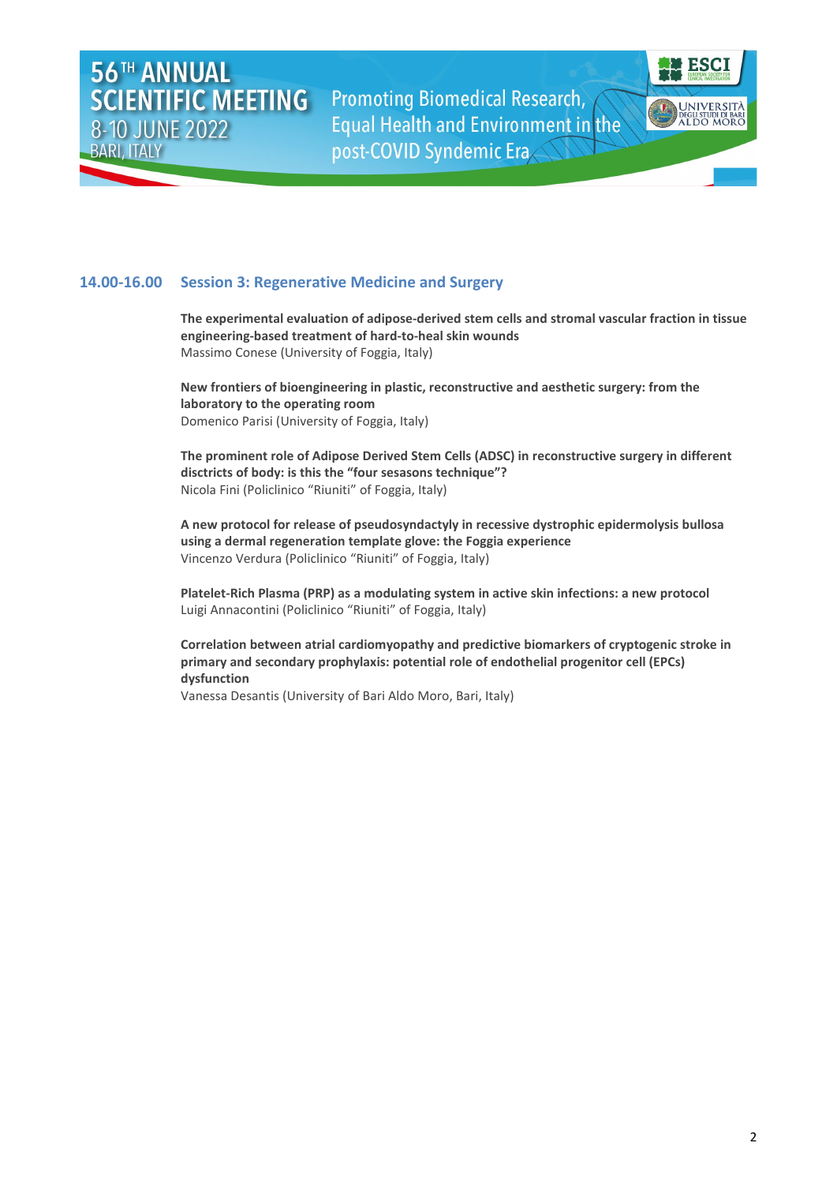## 14.00-16.00 Session 3: Regenerative Medicine and Surgery

**The experimental evaluation of adipose-derived stem cells and stromal vascular fraction in tissue engineering-based treatment of hard-to-heal skin wounds**
Massimo Conese (University of Foggia, Italy)

**New frontiers of bioengineering in plastic, reconstructive and aesthetic surgery: from the laboratory to the operating room**
Domenico Parisi (University of Foggia, Italy)

**The prominent role of Adipose Derived Stem Cells (ADSC) in reconstructive surgery in different disctricts of body: is this the "four sesasons technique"?**
Nicola Fini (Policlinico "Riuniti" of Foggia, Italy)

**A new protocol for release of pseudosyndactyly in recessive dystrophic epidermolysis bullosa using a dermal regeneration template glove: the Foggia experience**
Vincenzo Verdura (Policlinico "Riuniti" of Foggia, Italy)

**Platelet-Rich Plasma (PRP) as a modulating system in active skin infections: a new protocol**
Luigi Annacontini (Policlinico "Riuniti" of Foggia, Italy)

**Correlation between atrial cardiomyopathy and predictive biomarkers of cryptogenic stroke in primary and secondary prophylaxis: potential role of endothelial progenitor cell (EPCs) dysfunction**
Vanessa Desantis (University of Bari Aldo Moro, Bari, Italy)